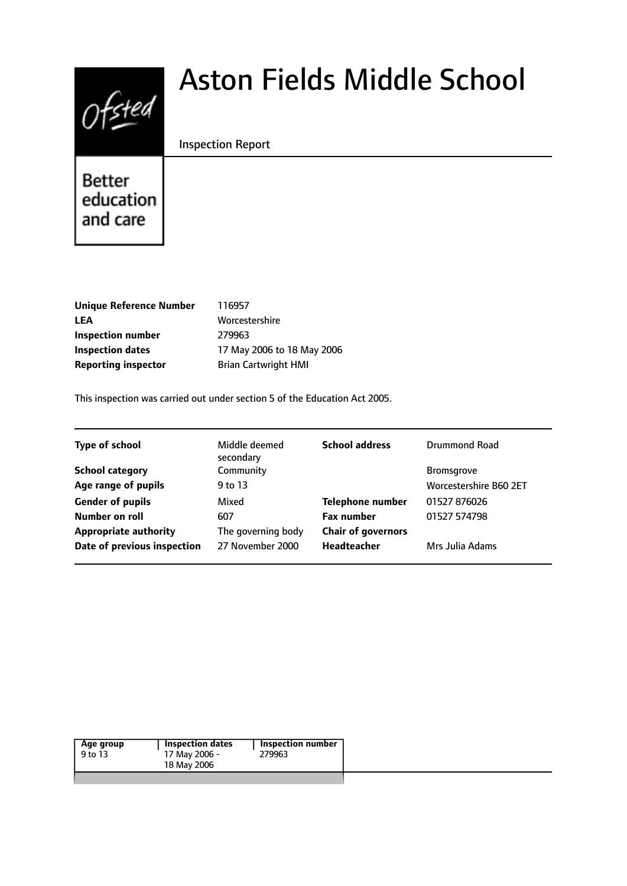Ofsted

Better education and care

# Aston Fields Middle School

Inspection Report

| | |
|---|---|
| **Unique Reference Number** | 116957 |
| **LEA** | Worcestershire |
| **Inspection number** | 279963 |
| **Inspection dates** | 17 May 2006 to 18 May 2006 |
| **Reporting inspector** | Brian Cartwright HMI |

This inspection was carried out under section 5 of the Education Act 2005.

| | | | |
|---|---|---|---|
| **Type of school** | Middle deemed secondary | **School address** | Drummond Road |
| **School category** | Community | | Bromsgrove |
| **Age range of pupils** | 9 to 13 | | Worcestershire B60 2ET |
| **Gender of pupils** | Mixed | **Telephone number** | 01527 876026 |
| **Number on roll** | 607 | **Fax number** | 01527 574798 |
| **Appropriate authority** | The governing body | **Chair of governors** | |
| **Date of previous inspection** | 27 November 2000 | **Headteacher** | Mrs Julia Adams |

| Age group | Inspection dates | Inspection number |
|---|---|---|
| 9 to 13 | 17 May 2006 - 18 May 2006 | 279963 |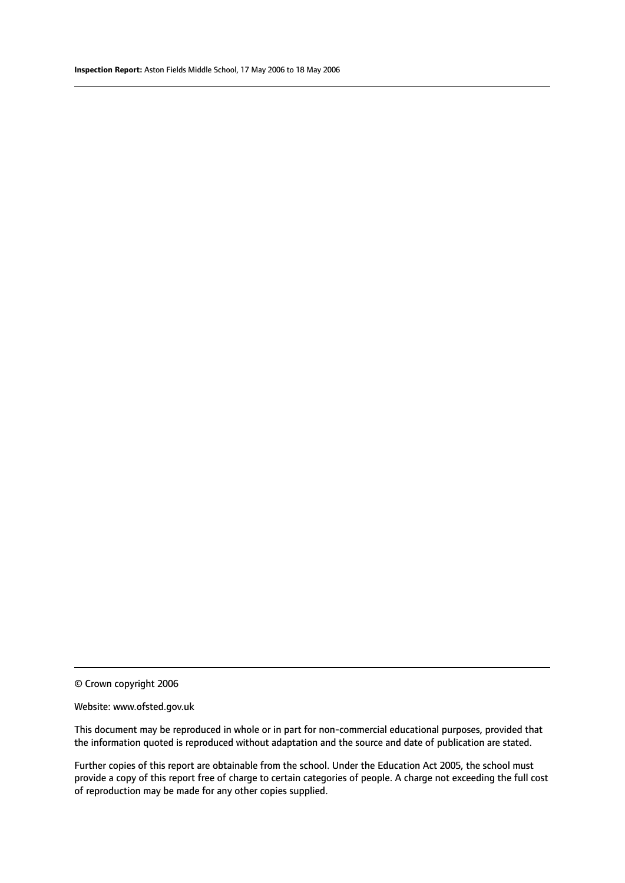© Crown copyright 2006

Website: www.ofsted.gov.uk

This document may be reproduced in whole or in part for non-commercial educational purposes, provided that the information quoted is reproduced without adaptation and the source and date of publication are stated.

Further copies of this report are obtainable from the school. Under the Education Act 2005, the school must provide a copy of this report free of charge to certain categories of people. A charge not exceeding the full cost of reproduction may be made for any other copies supplied.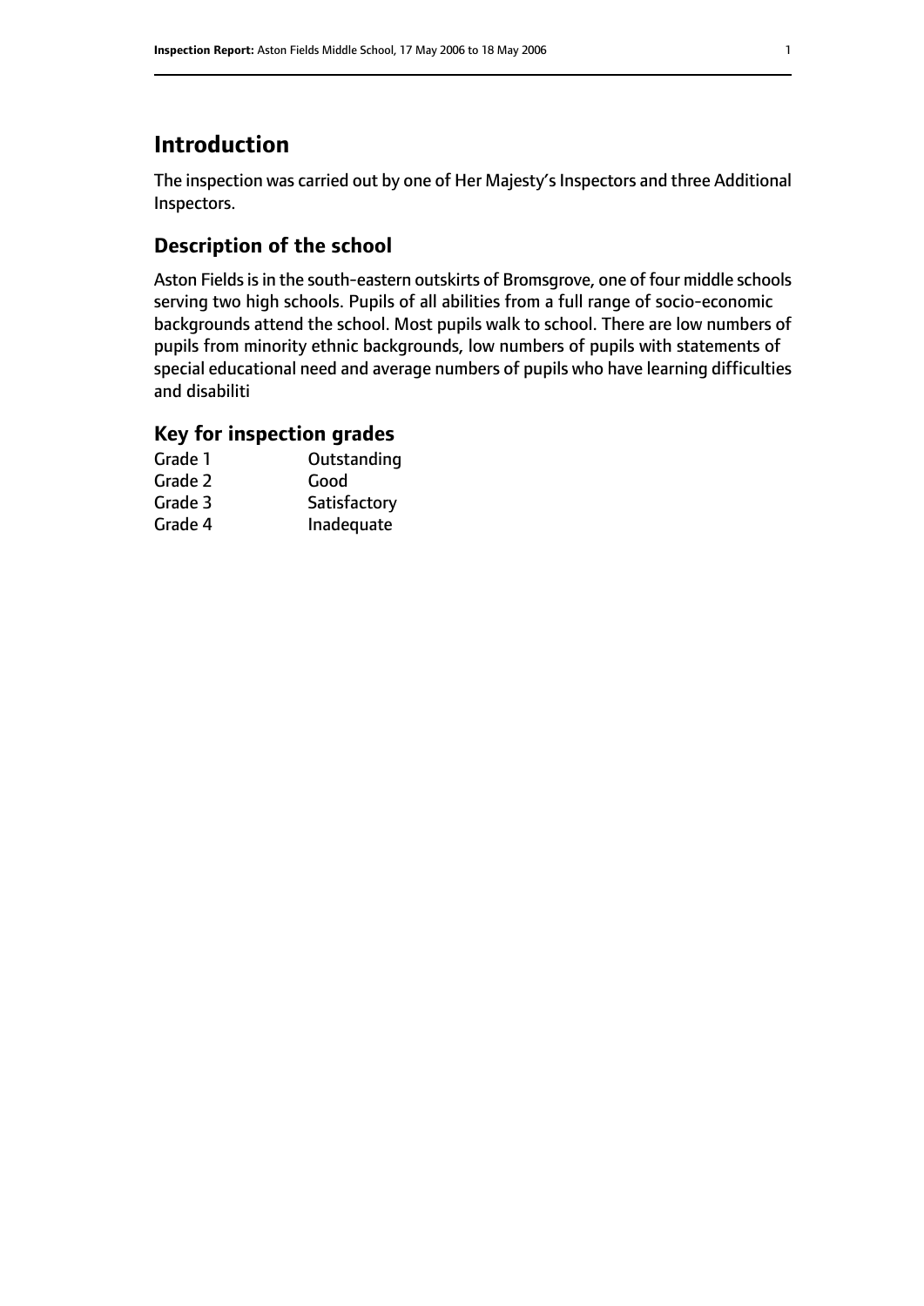# Introduction

The inspection was carried out by one of Her Majesty's Inspectors and three Additional Inspectors.

## Description of the school

Aston Fields is in the south-eastern outskirts of Bromsgrove, one of four middle schools serving two high schools. Pupils of all abilities from a full range of socio-economic backgrounds attend the school. Most pupils walk to school. There are low numbers of pupils from minority ethnic backgrounds, low numbers of pupils with statements of special educational need and average numbers of pupils who have learning difficulties and disabiliti

## Key for inspection grades

| | |
|---|---|
| Grade 1 | Outstanding |
| Grade 2 | Good |
| Grade 3 | Satisfactory |
| Grade 4 | Inadequate |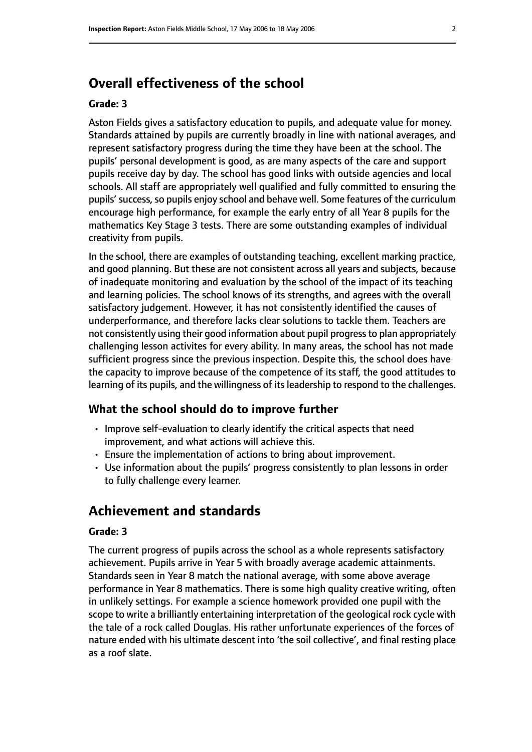## Overall effectiveness of the school

**Grade: 3**

Aston Fields gives a satisfactory education to pupils, and adequate value for money. Standards attained by pupils are currently broadly in line with national averages, and represent satisfactory progress during the time they have been at the school. The pupils' personal development is good, as are many aspects of the care and support pupils receive day by day. The school has good links with outside agencies and local schools. All staff are appropriately well qualified and fully committed to ensuring the pupils' success, so pupils enjoy school and behave well. Some features of the curriculum encourage high performance, for example the early entry of all Year 8 pupils for the mathematics Key Stage 3 tests. There are some outstanding examples of individual creativity from pupils.

In the school, there are examples of outstanding teaching, excellent marking practice, and good planning. But these are not consistent across all years and subjects, because of inadequate monitoring and evaluation by the school of the impact of its teaching and learning policies. The school knows of its strengths, and agrees with the overall satisfactory judgement. However, it has not consistently identified the causes of underperformance, and therefore lacks clear solutions to tackle them. Teachers are not consistently using their good information about pupil progress to plan appropriately challenging lesson activites for every ability. In many areas, the school has not made sufficient progress since the previous inspection. Despite this, the school does have the capacity to improve because of the competence of its staff, the good attitudes to learning of its pupils, and the willingness of its leadership to respond to the challenges.

### What the school should do to improve further

- Improve self-evaluation to clearly identify the critical aspects that need improvement, and what actions will achieve this.
- Ensure the implementation of actions to bring about improvement.
- Use information about the pupils' progress consistently to plan lessons in order to fully challenge every learner.

## Achievement and standards

**Grade: 3**

The current progress of pupils across the school as a whole represents satisfactory achievement. Pupils arrive in Year 5 with broadly average academic attainments. Standards seen in Year 8 match the national average, with some above average performance in Year 8 mathematics. There is some high quality creative writing, often in unlikely settings. For example a science homework provided one pupil with the scope to write a brilliantly entertaining interpretation of the geological rock cycle with the tale of a rock called Douglas. His rather unfortunate experiences of the forces of nature ended with his ultimate descent into 'the soil collective', and final resting place as a roof slate.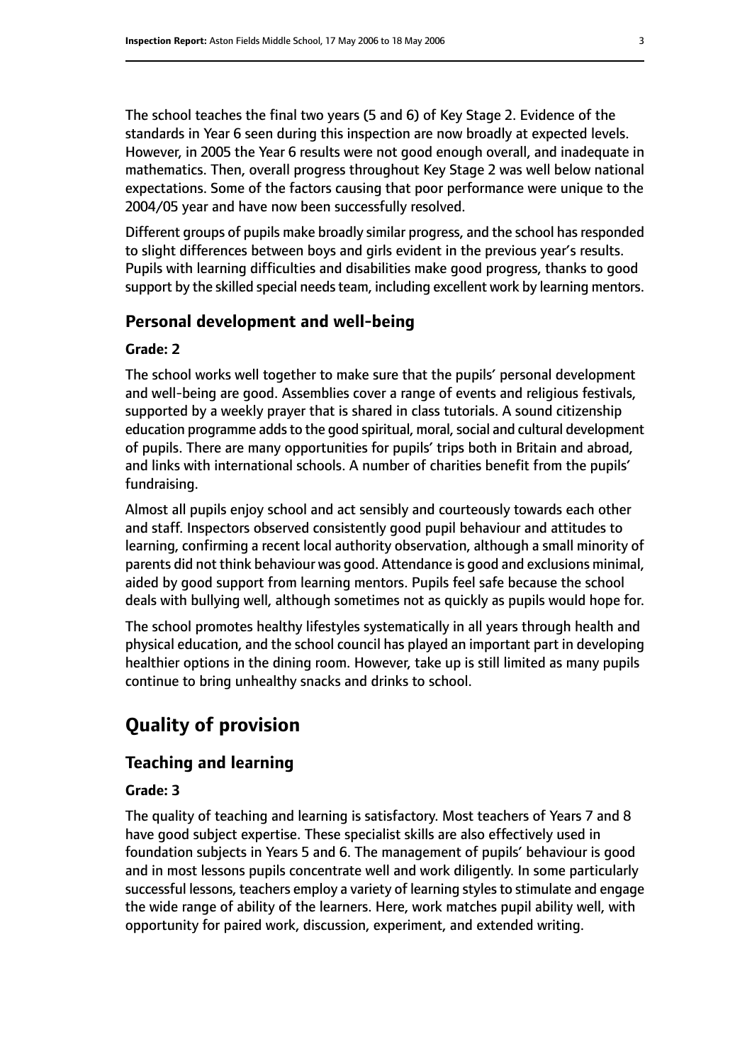The school teaches the final two years (5 and 6) of Key Stage 2. Evidence of the standards in Year 6 seen during this inspection are now broadly at expected levels. However, in 2005 the Year 6 results were not good enough overall, and inadequate in mathematics. Then, overall progress throughout Key Stage 2 was well below national expectations. Some of the factors causing that poor performance were unique to the 2004/05 year and have now been successfully resolved.

Different groups of pupils make broadly similar progress, and the school has responded to slight differences between boys and girls evident in the previous year's results. Pupils with learning difficulties and disabilities make good progress, thanks to good support by the skilled special needs team, including excellent work by learning mentors.

### Personal development and well-being

#### Grade: 2

The school works well together to make sure that the pupils' personal development and well-being are good. Assemblies cover a range of events and religious festivals, supported by a weekly prayer that is shared in class tutorials. A sound citizenship education programme adds to the good spiritual, moral, social and cultural development of pupils. There are many opportunities for pupils' trips both in Britain and abroad, and links with international schools. A number of charities benefit from the pupils' fundraising.

Almost all pupils enjoy school and act sensibly and courteously towards each other and staff. Inspectors observed consistently good pupil behaviour and attitudes to learning, confirming a recent local authority observation, although a small minority of parents did not think behaviour was good. Attendance is good and exclusions minimal, aided by good support from learning mentors. Pupils feel safe because the school deals with bullying well, although sometimes not as quickly as pupils would hope for.

The school promotes healthy lifestyles systematically in all years through health and physical education, and the school council has played an important part in developing healthier options in the dining room. However, take up is still limited as many pupils continue to bring unhealthy snacks and drinks to school.

## Quality of provision

### Teaching and learning

#### Grade: 3

The quality of teaching and learning is satisfactory. Most teachers of Years 7 and 8 have good subject expertise. These specialist skills are also effectively used in foundation subjects in Years 5 and 6. The management of pupils' behaviour is good and in most lessons pupils concentrate well and work diligently. In some particularly successful lessons, teachers employ a variety of learning styles to stimulate and engage the wide range of ability of the learners. Here, work matches pupil ability well, with opportunity for paired work, discussion, experiment, and extended writing.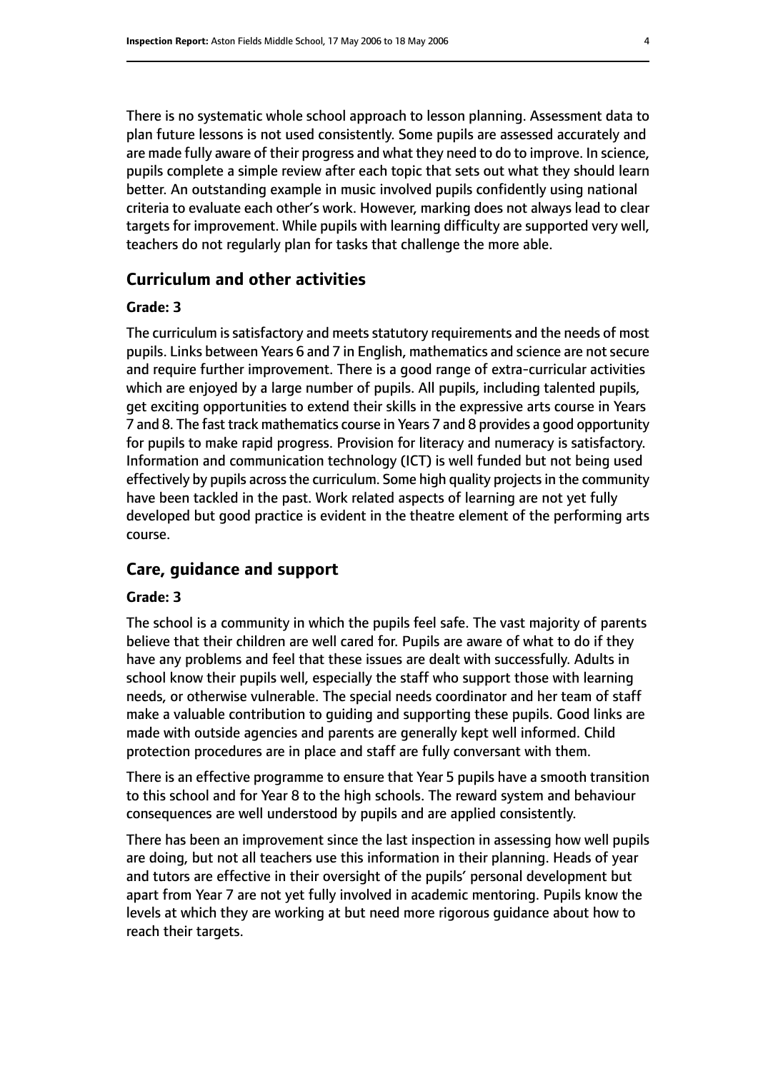There is no systematic whole school approach to lesson planning. Assessment data to plan future lessons is not used consistently. Some pupils are assessed accurately and are made fully aware of their progress and what they need to do to improve. In science, pupils complete a simple review after each topic that sets out what they should learn better. An outstanding example in music involved pupils confidently using national criteria to evaluate each other's work. However, marking does not always lead to clear targets for improvement. While pupils with learning difficulty are supported very well, teachers do not regularly plan for tasks that challenge the more able.

## Curriculum and other activities

### Grade: 3

The curriculum is satisfactory and meets statutory requirements and the needs of most pupils. Links between Years 6 and 7 in English, mathematics and science are not secure and require further improvement. There is a good range of extra-curricular activities which are enjoyed by a large number of pupils. All pupils, including talented pupils, get exciting opportunities to extend their skills in the expressive arts course in Years 7 and 8. The fast track mathematics course in Years 7 and 8 provides a good opportunity for pupils to make rapid progress. Provision for literacy and numeracy is satisfactory. Information and communication technology (ICT) is well funded but not being used effectively by pupils across the curriculum. Some high quality projects in the community have been tackled in the past. Work related aspects of learning are not yet fully developed but good practice is evident in the theatre element of the performing arts course.

## Care, guidance and support

### Grade: 3

The school is a community in which the pupils feel safe. The vast majority of parents believe that their children are well cared for. Pupils are aware of what to do if they have any problems and feel that these issues are dealt with successfully. Adults in school know their pupils well, especially the staff who support those with learning needs, or otherwise vulnerable. The special needs coordinator and her team of staff make a valuable contribution to guiding and supporting these pupils. Good links are made with outside agencies and parents are generally kept well informed. Child protection procedures are in place and staff are fully conversant with them.

There is an effective programme to ensure that Year 5 pupils have a smooth transition to this school and for Year 8 to the high schools. The reward system and behaviour consequences are well understood by pupils and are applied consistently.

There has been an improvement since the last inspection in assessing how well pupils are doing, but not all teachers use this information in their planning. Heads of year and tutors are effective in their oversight of the pupils' personal development but apart from Year 7 are not yet fully involved in academic mentoring. Pupils know the levels at which they are working at but need more rigorous guidance about how to reach their targets.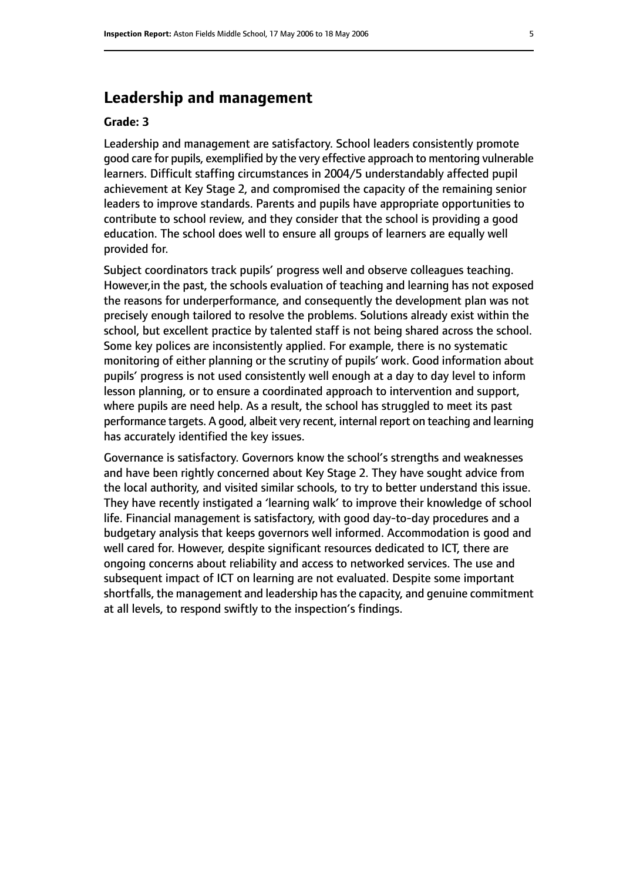## Leadership and management

**Grade: 3**

Leadership and management are satisfactory. School leaders consistently promote good care for pupils, exemplified by the very effective approach to mentoring vulnerable learners. Difficult staffing circumstances in 2004/5 understandably affected pupil achievement at Key Stage 2, and compromised the capacity of the remaining senior leaders to improve standards. Parents and pupils have appropriate opportunities to contribute to school review, and they consider that the school is providing a good education. The school does well to ensure all groups of learners are equally well provided for.

Subject coordinators track pupils' progress well and observe colleagues teaching. However,in the past, the schools evaluation of teaching and learning has not exposed the reasons for underperformance, and consequently the development plan was not precisely enough tailored to resolve the problems. Solutions already exist within the school, but excellent practice by talented staff is not being shared across the school. Some key polices are inconsistently applied. For example, there is no systematic monitoring of either planning or the scrutiny of pupils' work. Good information about pupils' progress is not used consistently well enough at a day to day level to inform lesson planning, or to ensure a coordinated approach to intervention and support, where pupils are need help. As a result, the school has struggled to meet its past performance targets. A good, albeit very recent, internal report on teaching and learning has accurately identified the key issues.

Governance is satisfactory. Governors know the school's strengths and weaknesses and have been rightly concerned about Key Stage 2. They have sought advice from the local authority, and visited similar schools, to try to better understand this issue. They have recently instigated a 'learning walk' to improve their knowledge of school life. Financial management is satisfactory, with good day-to-day procedures and a budgetary analysis that keeps governors well informed. Accommodation is good and well cared for. However, despite significant resources dedicated to ICT, there are ongoing concerns about reliability and access to networked services. The use and subsequent impact of ICT on learning are not evaluated. Despite some important shortfalls, the management and leadership has the capacity, and genuine commitment at all levels, to respond swiftly to the inspection's findings.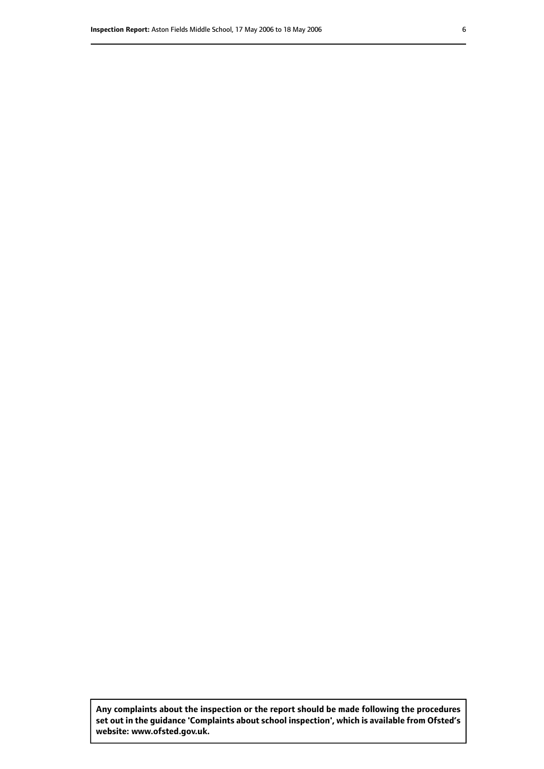**Any complaints about the inspection or the report should be made following the procedures set out in the guidance 'Complaints about school inspection', which is available from Ofsted's website: www.ofsted.gov.uk.**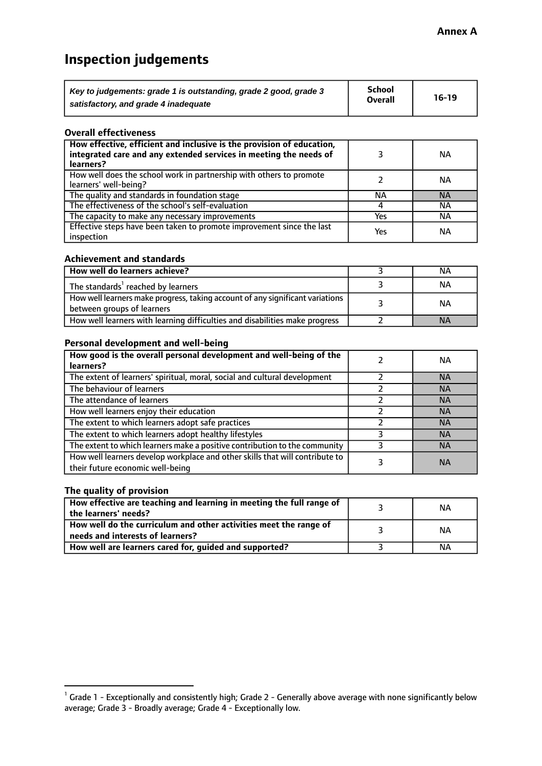**Annex A**

# Inspection judgements

| *Key to judgements: grade 1 is outstanding, grade 2 good, grade 3 satisfactory, and grade 4 inadequate* | School Overall | 16-19 |
|---|---|---|

### Overall effectiveness

| | | |
|---|---|---|
| **How effective, efficient and inclusive is the provision of education, integrated care and any extended services in meeting the needs of learners?** | 3 | NA |
| How well does the school work in partnership with others to promote learners' well-being? | 2 | NA |
| The quality and standards in foundation stage | NA | NA |
| The effectiveness of the school's self-evaluation | 4 | NA |
| The capacity to make any necessary improvements | Yes | NA |
| Effective steps have been taken to promote improvement since the last inspection | Yes | NA |

### Achievement and standards

| | | |
|---|---|---|
| **How well do learners achieve?** | 3 | NA |
| The standards[1] reached by learners | 3 | NA |
| How well learners make progress, taking account of any significant variations between groups of learners | 3 | NA |
| How well learners with learning difficulties and disabilities make progress | 2 | NA |

### Personal development and well-being

| | | |
|---|---|---|
| **How good is the overall personal development and well-being of the learners?** | 2 | NA |
| The extent of learners' spiritual, moral, social and cultural development | 2 | NA |
| The behaviour of learners | 2 | NA |
| The attendance of learners | 2 | NA |
| How well learners enjoy their education | 2 | NA |
| The extent to which learners adopt safe practices | 2 | NA |
| The extent to which learners adopt healthy lifestyles | 3 | NA |
| The extent to which learners make a positive contribution to the community | 3 | NA |
| How well learners develop workplace and other skills that will contribute to their future economic well-being | 3 | NA |

### The quality of provision

| | | |
|---|---|---|
| **How effective are teaching and learning in meeting the full range of the learners' needs?** | 3 | NA |
| **How well do the curriculum and other activities meet the range of needs and interests of learners?** | 3 | NA |
| **How well are learners cared for, guided and supported?** | 3 | NA |

[1] Grade 1 - Exceptionally and consistently high; Grade 2 - Generally above average with none significantly below average; Grade 3 - Broadly average; Grade 4 - Exceptionally low.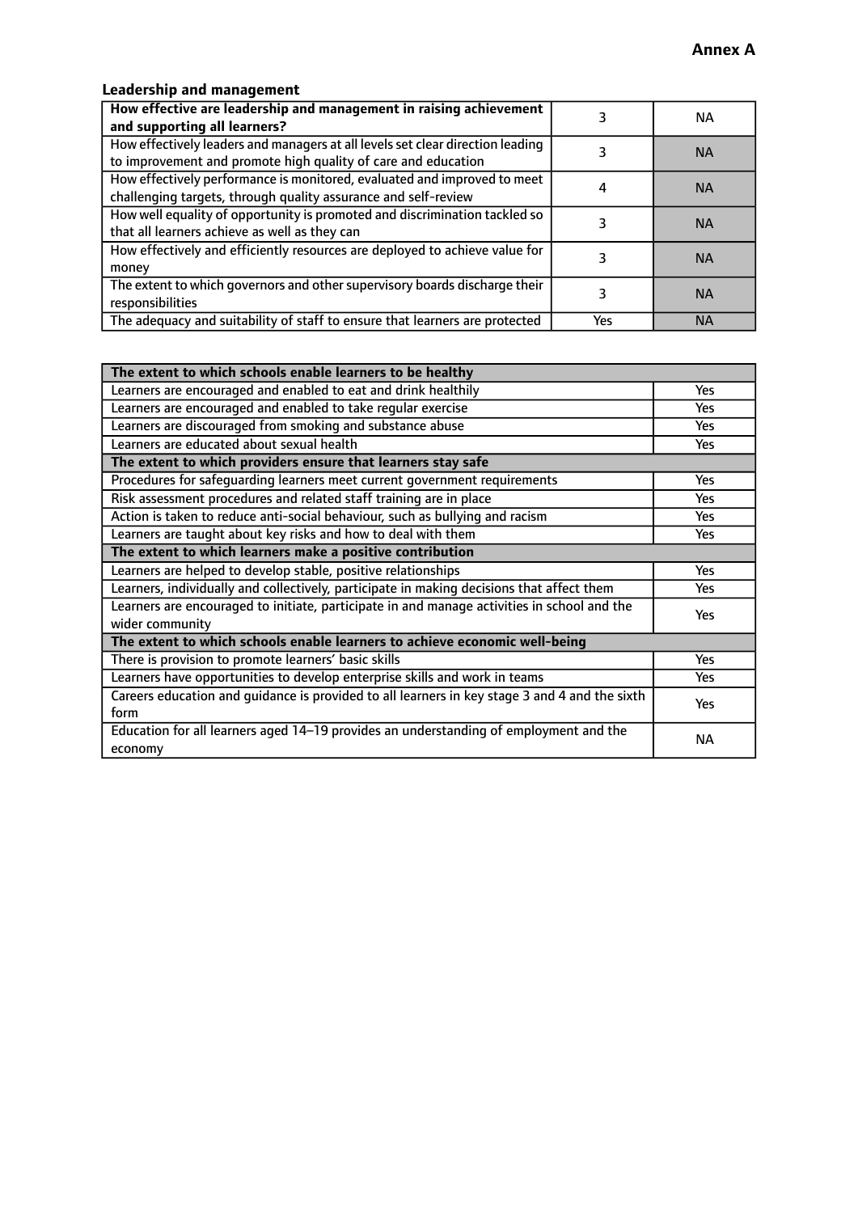**Annex A**

### Leadership and management

| **How effective are leadership and management in raising achievement and supporting all learners?** | 3 | NA |
|---|---|---|
| How effectively leaders and managers at all levels set clear direction leading to improvement and promote high quality of care and education | 3 | NA |
| How effectively performance is monitored, evaluated and improved to meet challenging targets, through quality assurance and self-review | 4 | NA |
| How well equality of opportunity is promoted and discrimination tackled so that all learners achieve as well as they can | 3 | NA |
| How effectively and efficiently resources are deployed to achieve value for money | 3 | NA |
| The extent to which governors and other supervisory boards discharge their responsibilities | 3 | NA |
| The adequacy and suitability of staff to ensure that learners are protected | Yes | NA |

| **The extent to which schools enable learners to be healthy** | |
|---|---|
| Learners are encouraged and enabled to eat and drink healthily | Yes |
| Learners are encouraged and enabled to take regular exercise | Yes |
| Learners are discouraged from smoking and substance abuse | Yes |
| Learners are educated about sexual health | Yes |
| **The extent to which providers ensure that learners stay safe** | |
| Procedures for safeguarding learners meet current government requirements | Yes |
| Risk assessment procedures and related staff training are in place | Yes |
| Action is taken to reduce anti-social behaviour, such as bullying and racism | Yes |
| Learners are taught about key risks and how to deal with them | Yes |
| **The extent to which learners make a positive contribution** | |
| Learners are helped to develop stable, positive relationships | Yes |
| Learners, individually and collectively, participate in making decisions that affect them | Yes |
| Learners are encouraged to initiate, participate in and manage activities in school and the wider community | Yes |
| **The extent to which schools enable learners to achieve economic well-being** | |
| There is provision to promote learners' basic skills | Yes |
| Learners have opportunities to develop enterprise skills and work in teams | Yes |
| Careers education and guidance is provided to all learners in key stage 3 and 4 and the sixth form | Yes |
| Education for all learners aged 14–19 provides an understanding of employment and the economy | NA |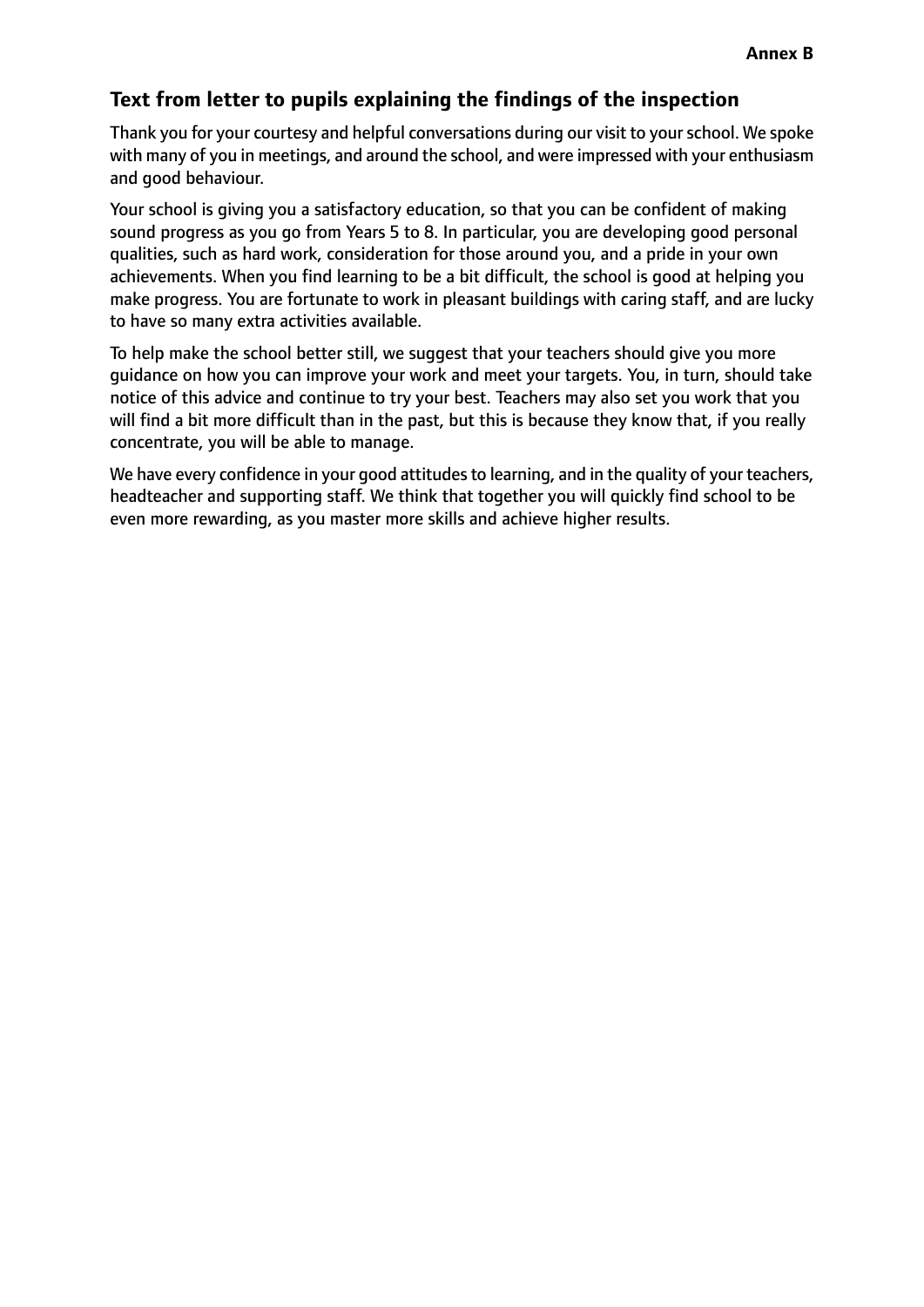Annex B

## Text from letter to pupils explaining the findings of the inspection

Thank you for your courtesy and helpful conversations during our visit to your school. We spoke with many of you in meetings, and around the school, and were impressed with your enthusiasm and good behaviour.

Your school is giving you a satisfactory education, so that you can be confident of making sound progress as you go from Years 5 to 8. In particular, you are developing good personal qualities, such as hard work, consideration for those around you, and a pride in your own achievements. When you find learning to be a bit difficult, the school is good at helping you make progress. You are fortunate to work in pleasant buildings with caring staff, and are lucky to have so many extra activities available.

To help make the school better still, we suggest that your teachers should give you more guidance on how you can improve your work and meet your targets. You, in turn, should take notice of this advice and continue to try your best. Teachers may also set you work that you will find a bit more difficult than in the past, but this is because they know that, if you really concentrate, you will be able to manage.

We have every confidence in your good attitudes to learning, and in the quality of your teachers, headteacher and supporting staff. We think that together you will quickly find school to be even more rewarding, as you master more skills and achieve higher results.